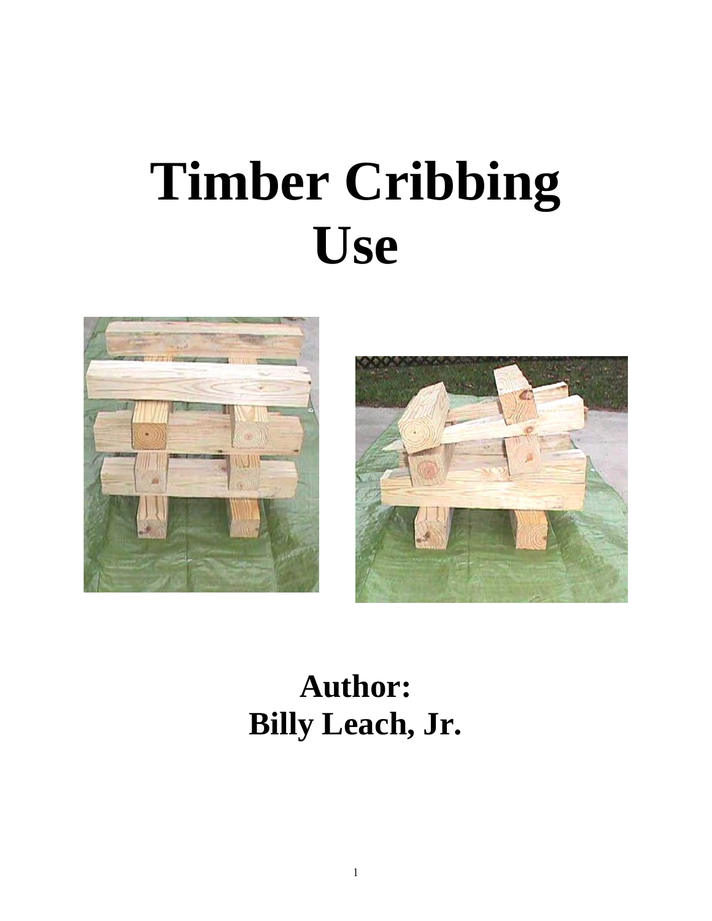# Timber Cribbing Use

**Author:**
**Billy Leach, Jr.**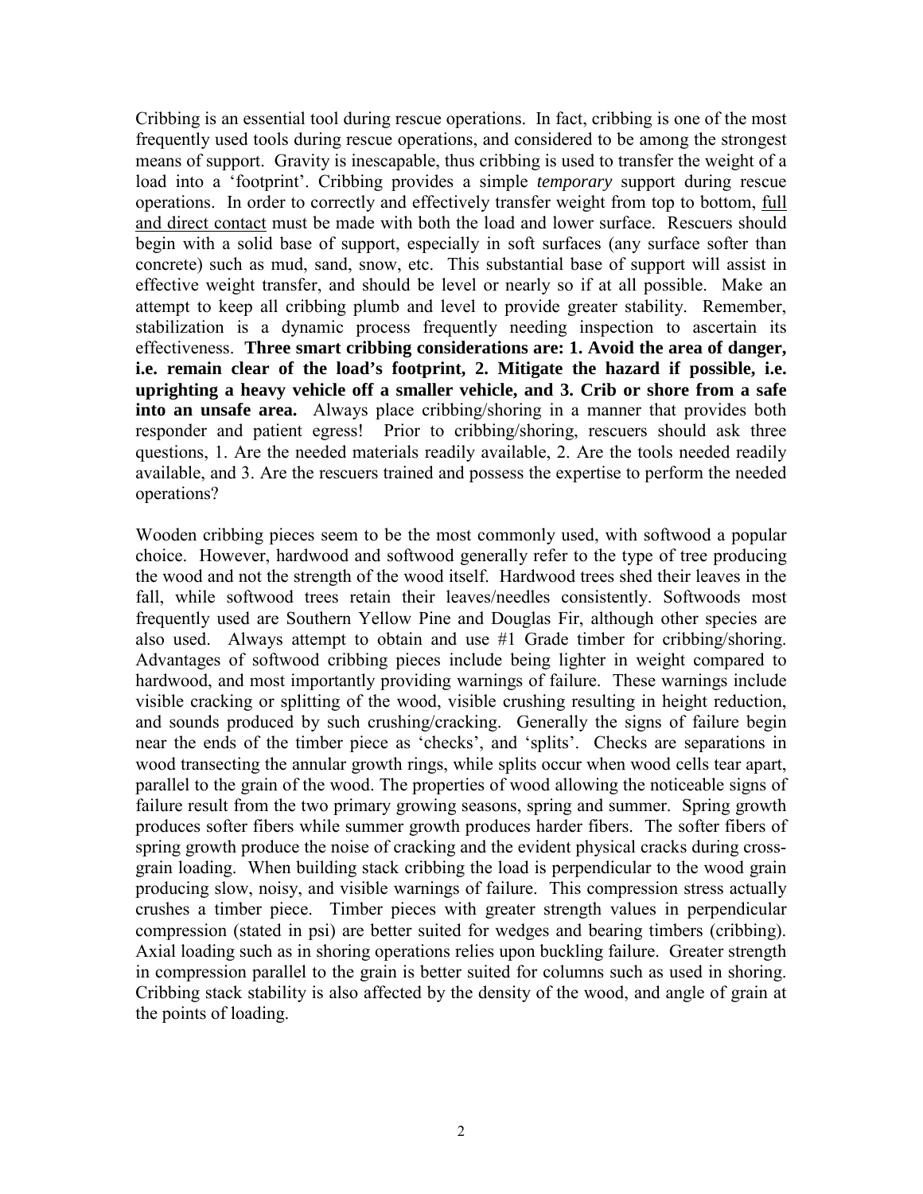Cribbing is an essential tool during rescue operations. In fact, cribbing is one of the most frequently used tools during rescue operations, and considered to be among the strongest means of support. Gravity is inescapable, thus cribbing is used to transfer the weight of a load into a 'footprint'. Cribbing provides a simple *temporary* support during rescue operations. In order to correctly and effectively transfer weight from top to bottom, <u>full and direct contact</u> must be made with both the load and lower surface. Rescuers should begin with a solid base of support, especially in soft surfaces (any surface softer than concrete) such as mud, sand, snow, etc. This substantial base of support will assist in effective weight transfer, and should be level or nearly so if at all possible. Make an attempt to keep all cribbing plumb and level to provide greater stability. Remember, stabilization is a dynamic process frequently needing inspection to ascertain its effectiveness. **Three smart cribbing considerations are: 1. Avoid the area of danger, i.e. remain clear of the load's footprint, 2. Mitigate the hazard if possible, i.e. uprighting a heavy vehicle off a smaller vehicle, and 3. Crib or shore from a safe into an unsafe area.** Always place cribbing/shoring in a manner that provides both responder and patient egress! Prior to cribbing/shoring, rescuers should ask three questions, 1. Are the needed materials readily available, 2. Are the tools needed readily available, and 3. Are the rescuers trained and possess the expertise to perform the needed operations?

Wooden cribbing pieces seem to be the most commonly used, with softwood a popular choice. However, hardwood and softwood generally refer to the type of tree producing the wood and not the strength of the wood itself. Hardwood trees shed their leaves in the fall, while softwood trees retain their leaves/needles consistently. Softwoods most frequently used are Southern Yellow Pine and Douglas Fir, although other species are also used. Always attempt to obtain and use #1 Grade timber for cribbing/shoring. Advantages of softwood cribbing pieces include being lighter in weight compared to hardwood, and most importantly providing warnings of failure. These warnings include visible cracking or splitting of the wood, visible crushing resulting in height reduction, and sounds produced by such crushing/cracking. Generally the signs of failure begin near the ends of the timber piece as 'checks', and 'splits'. Checks are separations in wood transecting the annular growth rings, while splits occur when wood cells tear apart, parallel to the grain of the wood. The properties of wood allowing the noticeable signs of failure result from the two primary growing seasons, spring and summer. Spring growth produces softer fibers while summer growth produces harder fibers. The softer fibers of spring growth produce the noise of cracking and the evident physical cracks during cross-grain loading. When building stack cribbing the load is perpendicular to the wood grain producing slow, noisy, and visible warnings of failure. This compression stress actually crushes a timber piece. Timber pieces with greater strength values in perpendicular compression (stated in psi) are better suited for wedges and bearing timbers (cribbing). Axial loading such as in shoring operations relies upon buckling failure. Greater strength in compression parallel to the grain is better suited for columns such as used in shoring. Cribbing stack stability is also affected by the density of the wood, and angle of grain at the points of loading.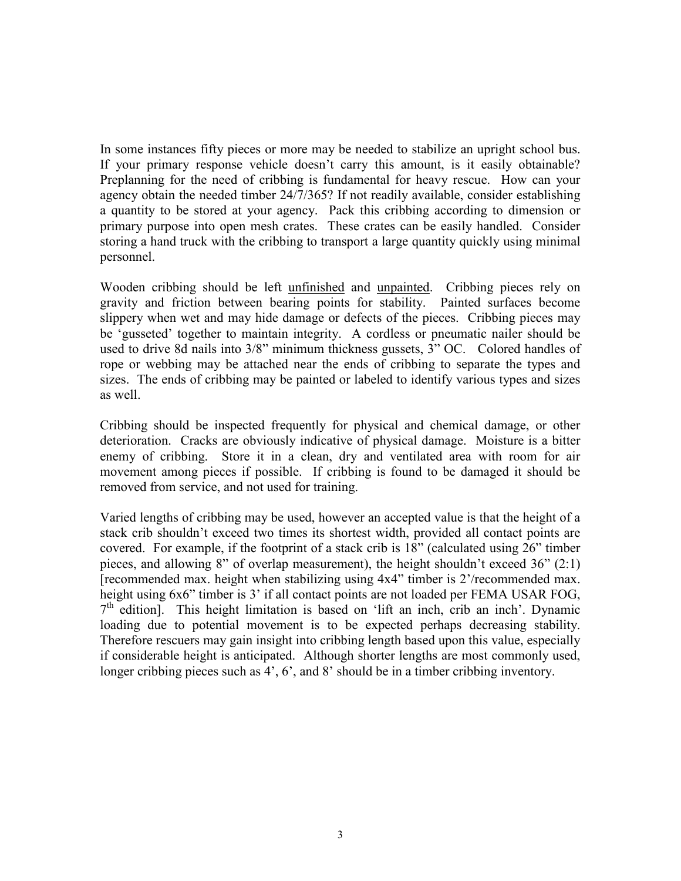In some instances fifty pieces or more may be needed to stabilize an upright school bus. If your primary response vehicle doesn't carry this amount, is it easily obtainable? Preplanning for the need of cribbing is fundamental for heavy rescue. How can your agency obtain the needed timber 24/7/365? If not readily available, consider establishing a quantity to be stored at your agency. Pack this cribbing according to dimension or primary purpose into open mesh crates. These crates can be easily handled. Consider storing a hand truck with the cribbing to transport a large quantity quickly using minimal personnel.

Wooden cribbing should be left <u>unfinished</u> and <u>unpainted</u>. Cribbing pieces rely on gravity and friction between bearing points for stability. Painted surfaces become slippery when wet and may hide damage or defects of the pieces. Cribbing pieces may be 'gusseted' together to maintain integrity. A cordless or pneumatic nailer should be used to drive 8d nails into 3/8" minimum thickness gussets, 3" OC. Colored handles of rope or webbing may be attached near the ends of cribbing to separate the types and sizes. The ends of cribbing may be painted or labeled to identify various types and sizes as well.

Cribbing should be inspected frequently for physical and chemical damage, or other deterioration. Cracks are obviously indicative of physical damage. Moisture is a bitter enemy of cribbing. Store it in a clean, dry and ventilated area with room for air movement among pieces if possible. If cribbing is found to be damaged it should be removed from service, and not used for training.

Varied lengths of cribbing may be used, however an accepted value is that the height of a stack crib shouldn't exceed two times its shortest width, provided all contact points are covered. For example, if the footprint of a stack crib is 18" (calculated using 26" timber pieces, and allowing 8" of overlap measurement), the height shouldn't exceed 36" (2:1) [recommended max. height when stabilizing using 4x4" timber is 2'/recommended max. height using 6x6" timber is 3' if all contact points are not loaded per FEMA USAR FOG, 7th edition]. This height limitation is based on 'lift an inch, crib an inch'. Dynamic loading due to potential movement is to be expected perhaps decreasing stability. Therefore rescuers may gain insight into cribbing length based upon this value, especially if considerable height is anticipated. Although shorter lengths are most commonly used, longer cribbing pieces such as 4', 6', and 8' should be in a timber cribbing inventory.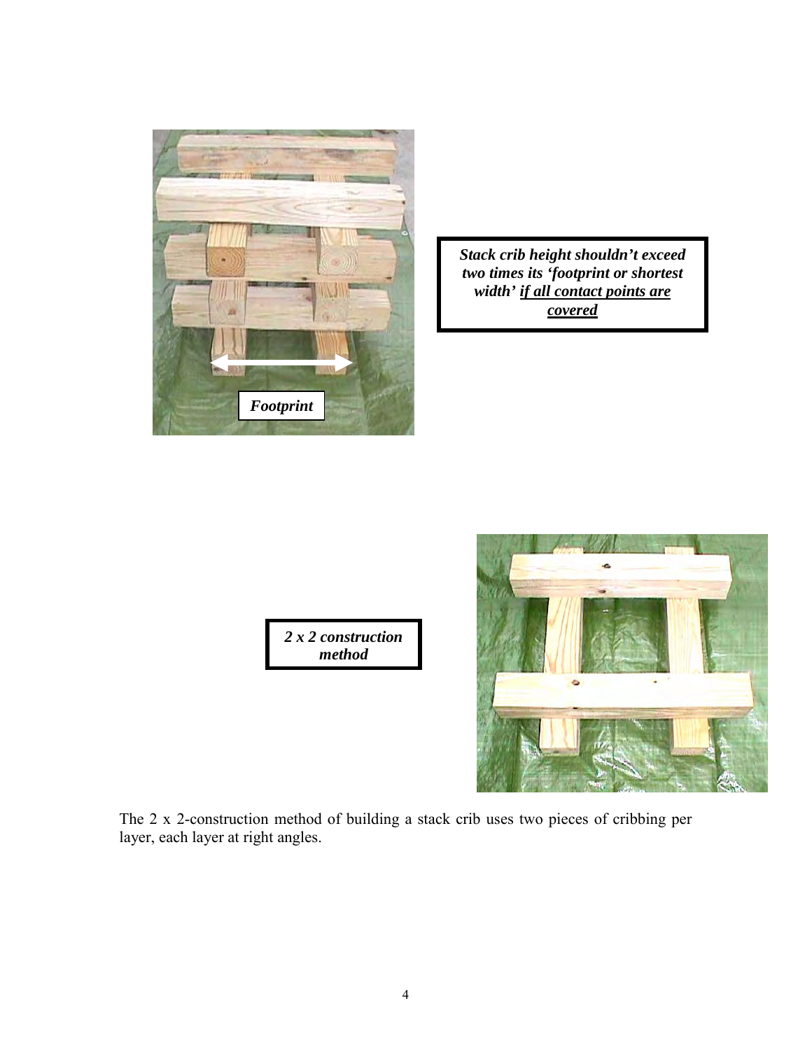Footprint

***Stack crib height shouldn't exceed two times its 'footprint or shortest width' <u>if all contact points are covered</u>***

***2 x 2 construction method***

The 2 x 2-construction method of building a stack crib uses two pieces of cribbing per layer, each layer at right angles.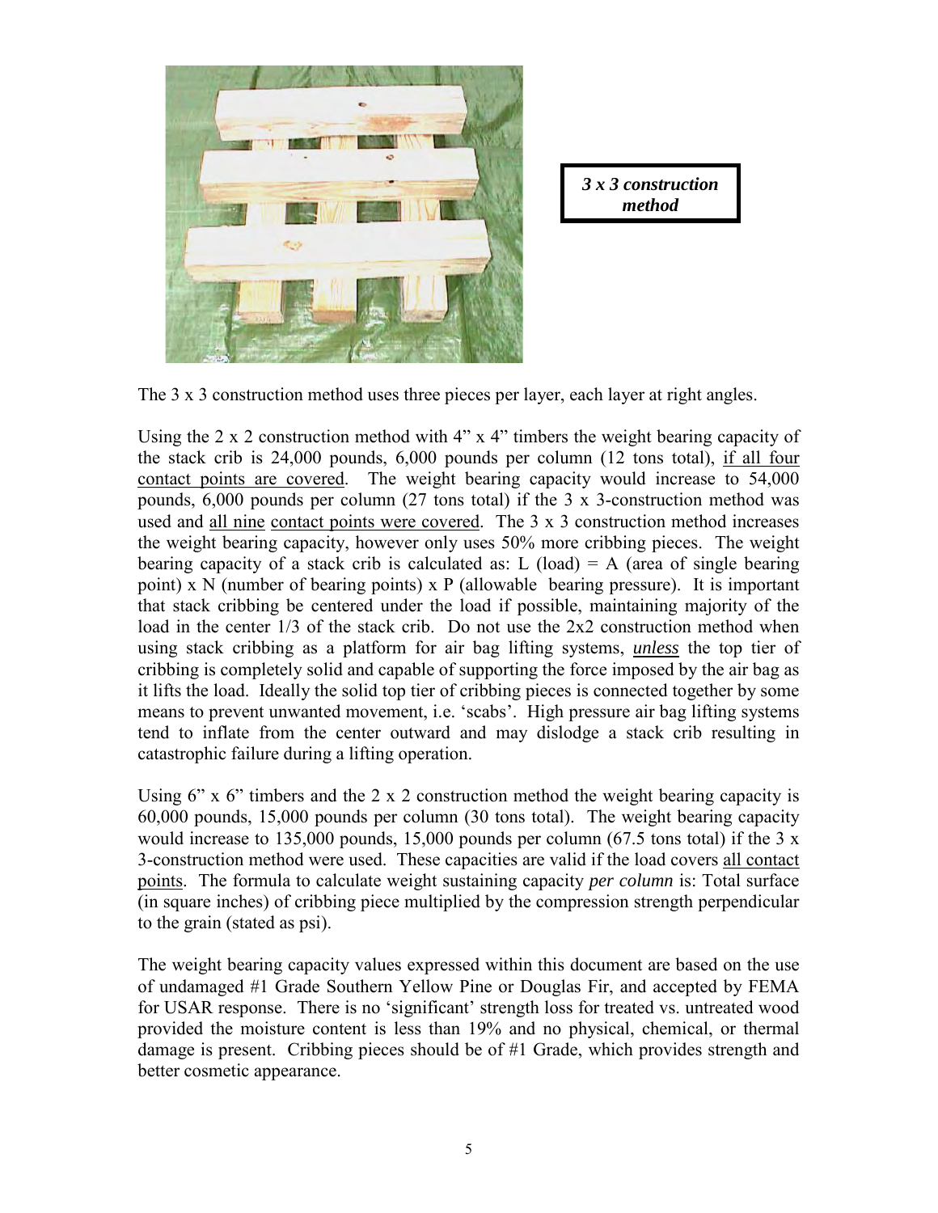***3 x 3 construction method***

The 3 x 3 construction method uses three pieces per layer, each layer at right angles.

Using the 2 x 2 construction method with 4" x 4" timbers the weight bearing capacity of the stack crib is 24,000 pounds, 6,000 pounds per column (12 tons total), <u>if all four contact points are covered</u>. The weight bearing capacity would increase to 54,000 pounds, 6,000 pounds per column (27 tons total) if the 3 x 3-construction method was used and <u>all nine</u> <u>contact points were covered</u>. The 3 x 3 construction method increases the weight bearing capacity, however only uses 50% more cribbing pieces. The weight bearing capacity of a stack crib is calculated as: L (load) = A (area of single bearing point) x N (number of bearing points) x P (allowable bearing pressure). It is important that stack cribbing be centered under the load if possible, maintaining majority of the load in the center 1/3 of the stack crib. Do not use the 2x2 construction method when using stack cribbing as a platform for air bag lifting systems, ***<u>unless</u>*** the top tier of cribbing is completely solid and capable of supporting the force imposed by the air bag as it lifts the load. Ideally the solid top tier of cribbing pieces is connected together by some means to prevent unwanted movement, i.e. 'scabs'. High pressure air bag lifting systems tend to inflate from the center outward and may dislodge a stack crib resulting in catastrophic failure during a lifting operation.

Using 6" x 6" timbers and the 2 x 2 construction method the weight bearing capacity is 60,000 pounds, 15,000 pounds per column (30 tons total). The weight bearing capacity would increase to 135,000 pounds, 15,000 pounds per column (67.5 tons total) if the 3 x 3-construction method were used. These capacities are valid if the load covers <u>all contact points</u>. The formula to calculate weight sustaining capacity *per column* is: Total surface (in square inches) of cribbing piece multiplied by the compression strength perpendicular to the grain (stated as psi).

The weight bearing capacity values expressed within this document are based on the use of undamaged #1 Grade Southern Yellow Pine or Douglas Fir, and accepted by FEMA for USAR response. There is no 'significant' strength loss for treated vs. untreated wood provided the moisture content is less than 19% and no physical, chemical, or thermal damage is present. Cribbing pieces should be of #1 Grade, which provides strength and better cosmetic appearance.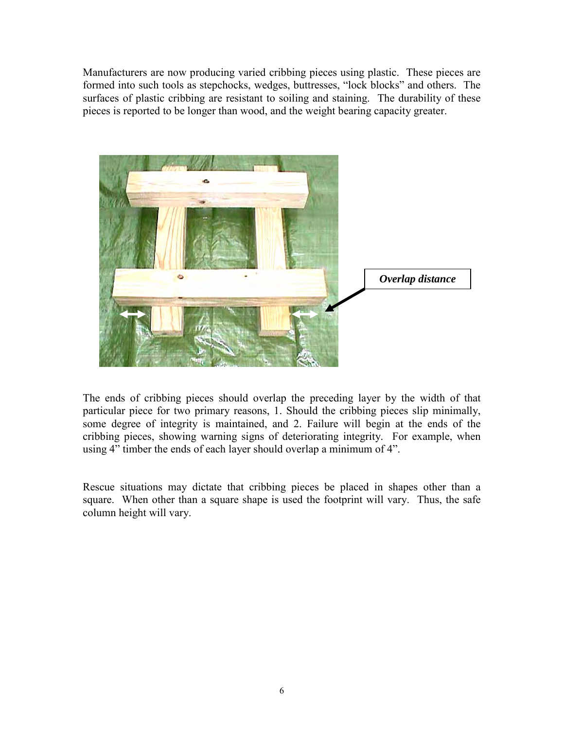Manufacturers are now producing varied cribbing pieces using plastic. These pieces are formed into such tools as stepchocks, wedges, buttresses, "lock blocks" and others. The surfaces of plastic cribbing are resistant to soiling and staining. The durability of these pieces is reported to be longer than wood, and the weight bearing capacity greater.

***Overlap distance***

The ends of cribbing pieces should overlap the preceding layer by the width of that particular piece for two primary reasons, 1. Should the cribbing pieces slip minimally, some degree of integrity is maintained, and 2. Failure will begin at the ends of the cribbing pieces, showing warning signs of deteriorating integrity. For example, when using 4" timber the ends of each layer should overlap a minimum of 4".

Rescue situations may dictate that cribbing pieces be placed in shapes other than a square. When other than a square shape is used the footprint will vary. Thus, the safe column height will vary.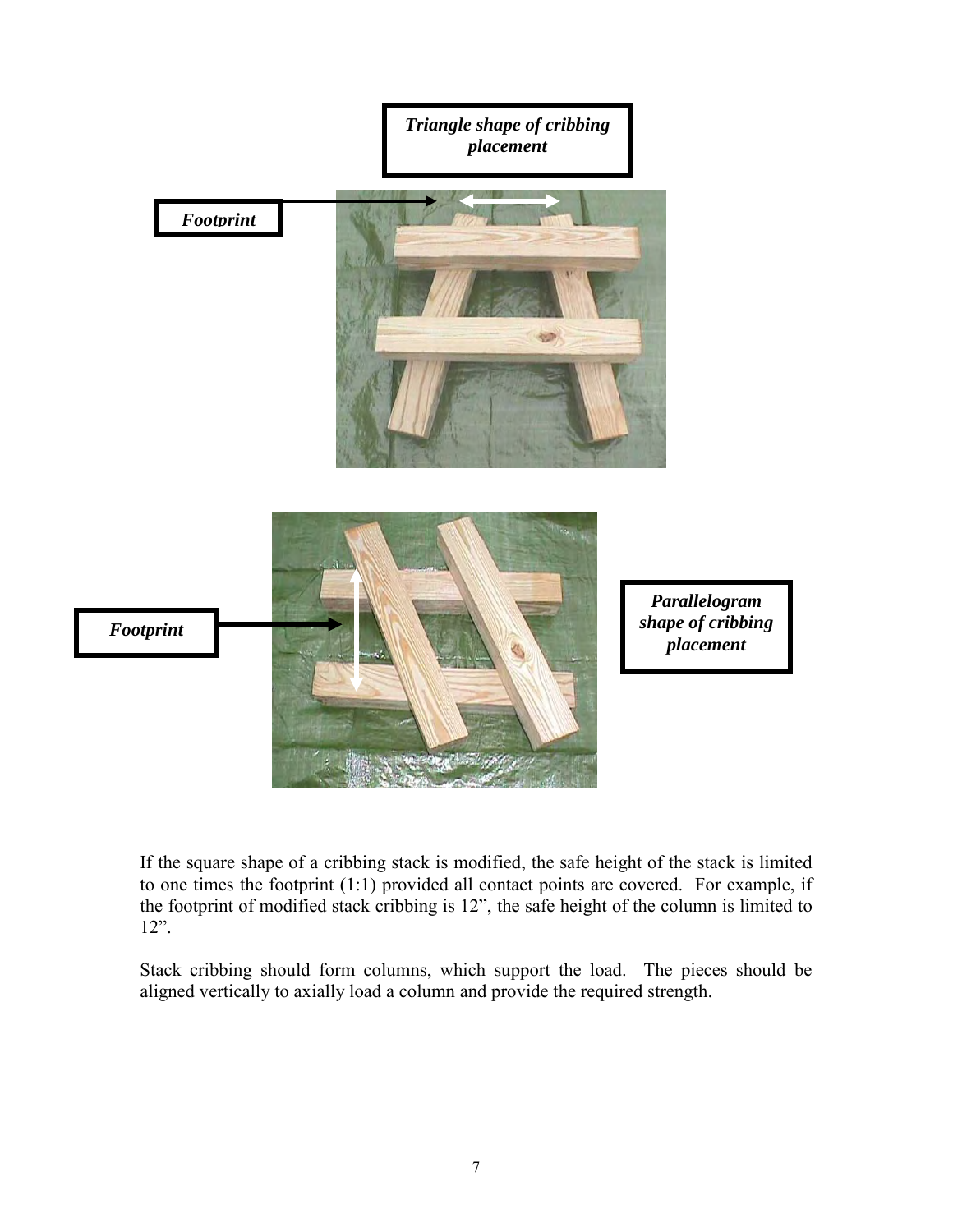*Triangle shape of cribbing placement*

*Footprint*

*Footprint*

*Parallelogram shape of cribbing placement*

If the square shape of a cribbing stack is modified, the safe height of the stack is limited to one times the footprint (1:1) provided all contact points are covered. For example, if the footprint of modified stack cribbing is 12", the safe height of the column is limited to 12".

Stack cribbing should form columns, which support the load. The pieces should be aligned vertically to axially load a column and provide the required strength.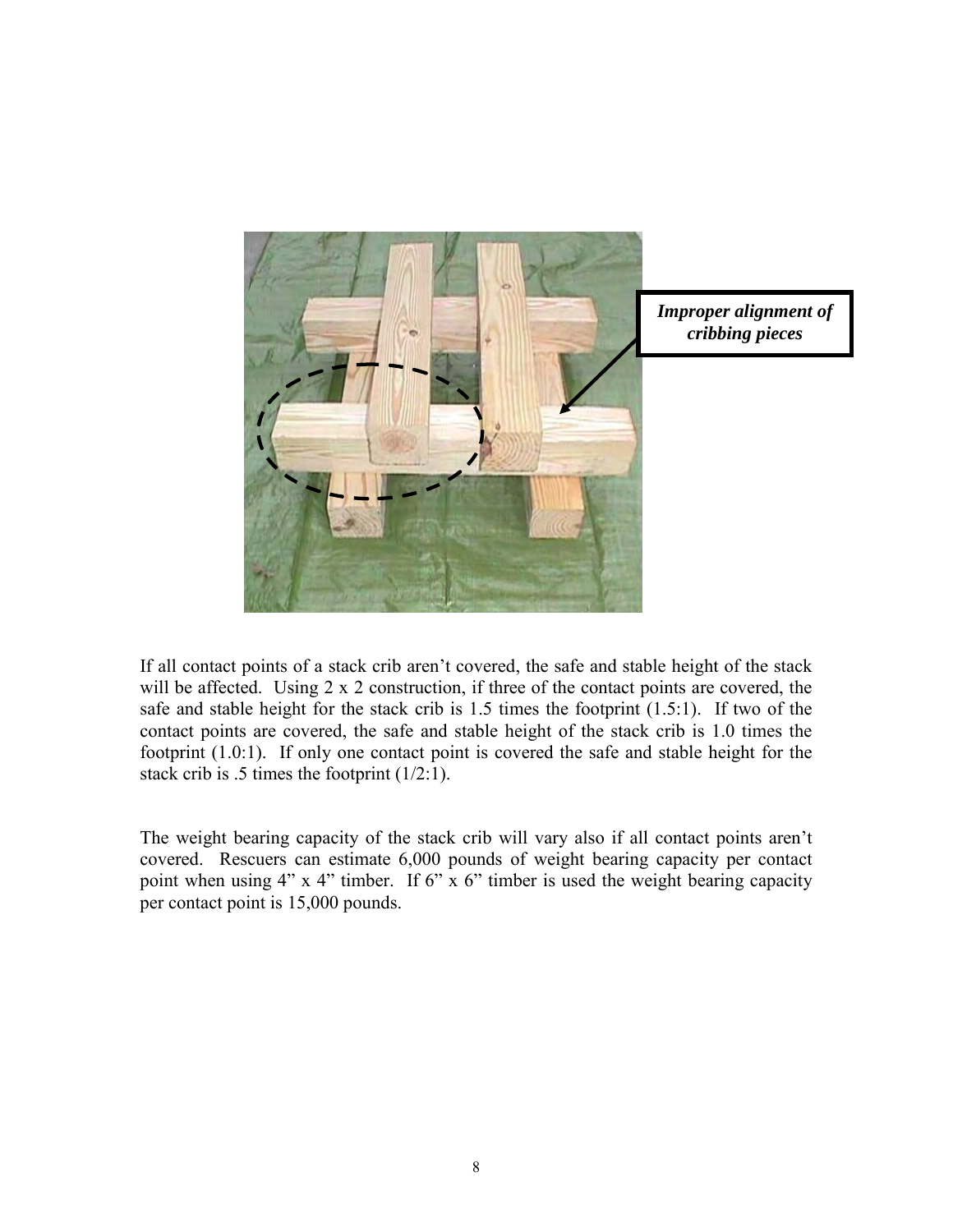*Improper alignment of cribbing pieces*

If all contact points of a stack crib aren't covered, the safe and stable height of the stack will be affected. Using 2 x 2 construction, if three of the contact points are covered, the safe and stable height for the stack crib is 1.5 times the footprint (1.5:1). If two of the contact points are covered, the safe and stable height of the stack crib is 1.0 times the footprint (1.0:1). If only one contact point is covered the safe and stable height for the stack crib is .5 times the footprint (1/2:1).

The weight bearing capacity of the stack crib will vary also if all contact points aren't covered. Rescuers can estimate 6,000 pounds of weight bearing capacity per contact point when using 4" x 4" timber. If 6" x 6" timber is used the weight bearing capacity per contact point is 15,000 pounds.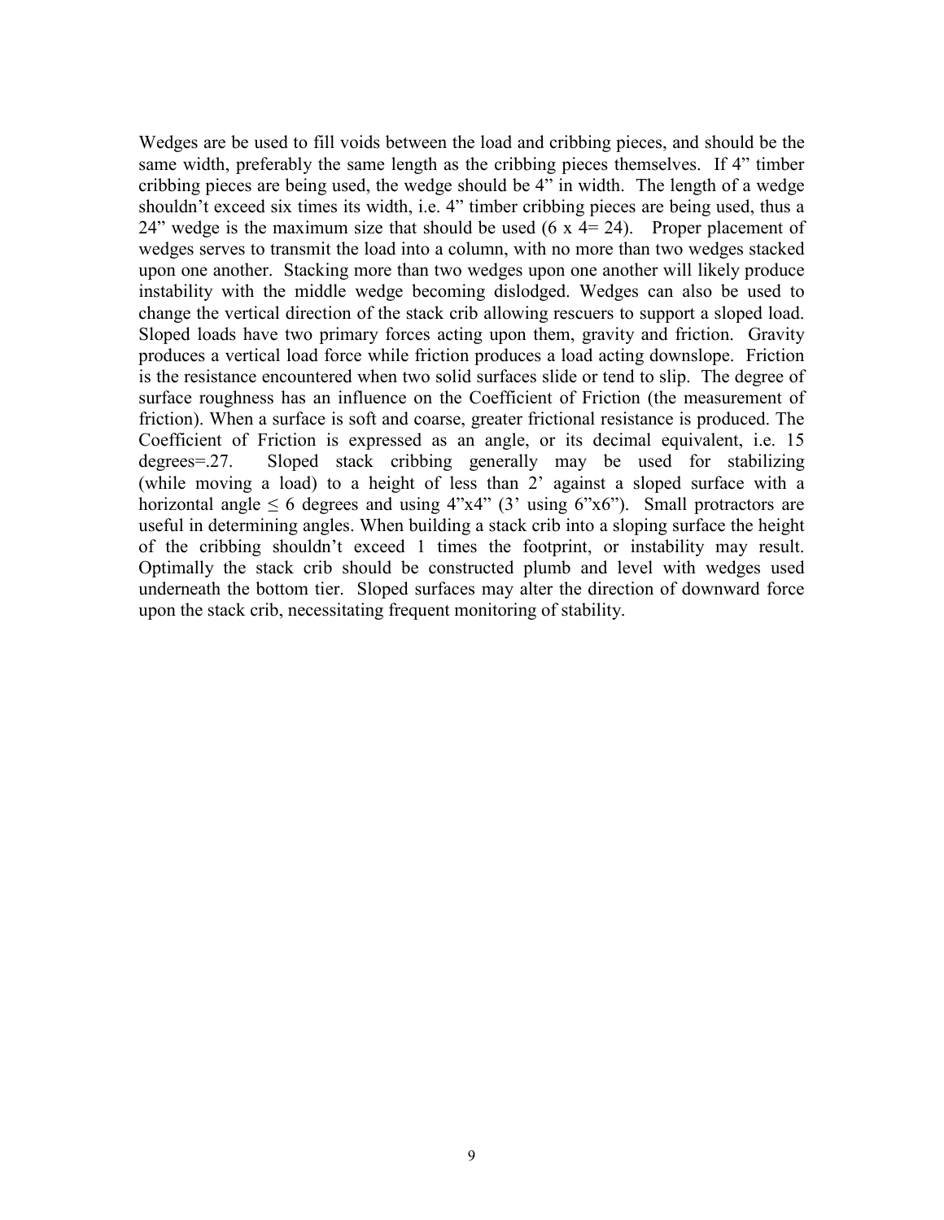Wedges are be used to fill voids between the load and cribbing pieces, and should be the same width, preferably the same length as the cribbing pieces themselves. If 4" timber cribbing pieces are being used, the wedge should be 4" in width. The length of a wedge shouldn't exceed six times its width, i.e. 4" timber cribbing pieces are being used, thus a 24" wedge is the maximum size that should be used (6 x 4= 24). Proper placement of wedges serves to transmit the load into a column, with no more than two wedges stacked upon one another. Stacking more than two wedges upon one another will likely produce instability with the middle wedge becoming dislodged. Wedges can also be used to change the vertical direction of the stack crib allowing rescuers to support a sloped load. Sloped loads have two primary forces acting upon them, gravity and friction. Gravity produces a vertical load force while friction produces a load acting downslope. Friction is the resistance encountered when two solid surfaces slide or tend to slip. The degree of surface roughness has an influence on the Coefficient of Friction (the measurement of friction). When a surface is soft and coarse, greater frictional resistance is produced. The Coefficient of Friction is expressed as an angle, or its decimal equivalent, i.e. 15 degrees=.27. Sloped stack cribbing generally may be used for stabilizing (while moving a load) to a height of less than 2' against a sloped surface with a horizontal angle $\leq$ 6 degrees and using 4"x4" (3' using 6"x6"). Small protractors are useful in determining angles. When building a stack crib into a sloping surface the height of the cribbing shouldn't exceed 1 times the footprint, or instability may result. Optimally the stack crib should be constructed plumb and level with wedges used underneath the bottom tier. Sloped surfaces may alter the direction of downward force upon the stack crib, necessitating frequent monitoring of stability.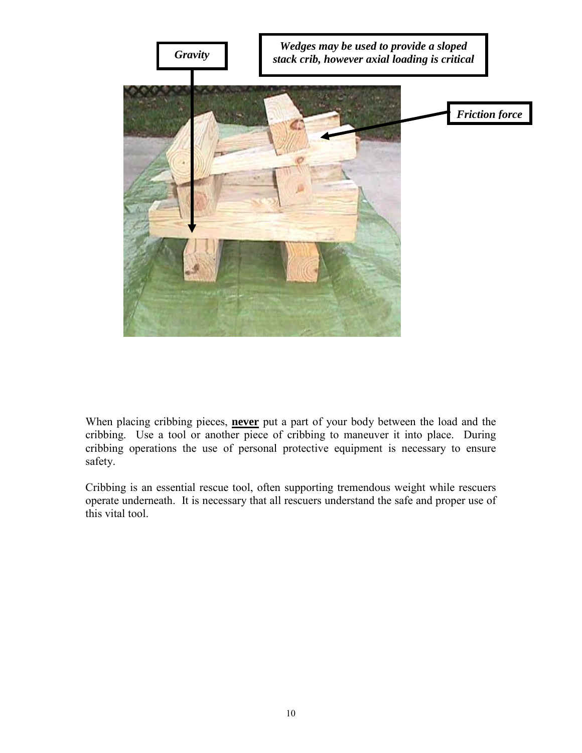*Gravity*

*Wedges may be used to provide a sloped stack crib, however axial loading is critical*

*Friction force*

When placing cribbing pieces, **never** put a part of your body between the load and the cribbing. Use a tool or another piece of cribbing to maneuver it into place. During cribbing operations the use of personal protective equipment is necessary to ensure safety.

Cribbing is an essential rescue tool, often supporting tremendous weight while rescuers operate underneath. It is necessary that all rescuers understand the safe and proper use of this vital tool.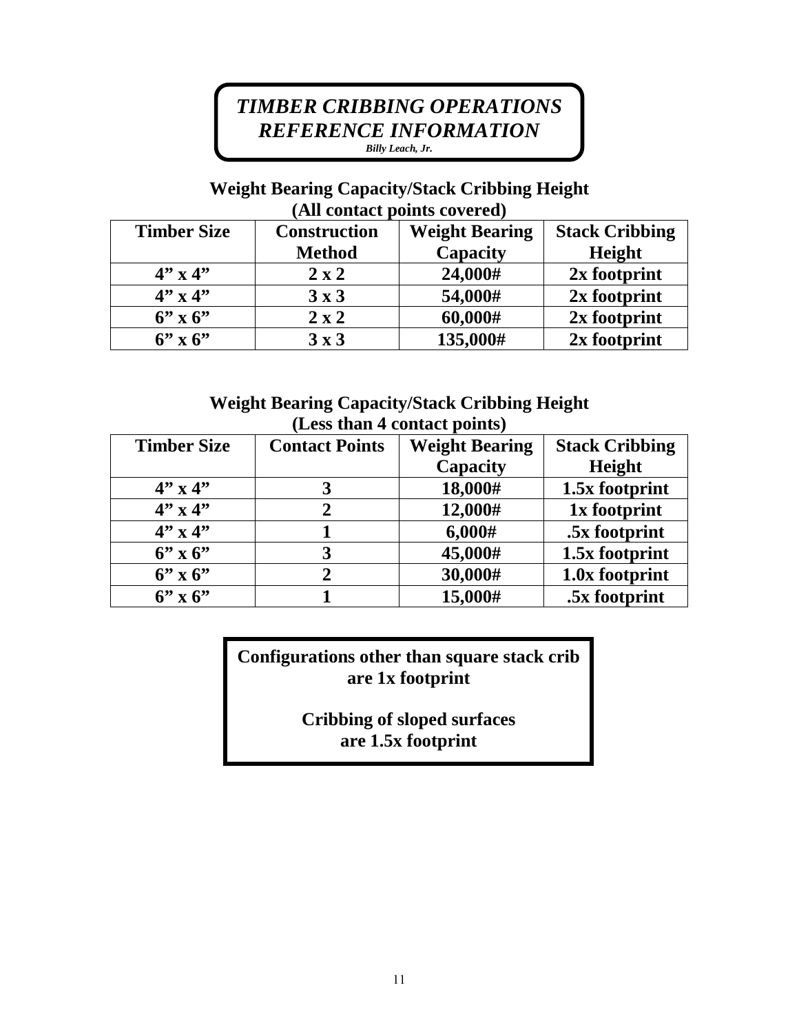# *TIMBER CRIBBING OPERATIONS REFERENCE INFORMATION*

***Billy Leach, Jr.***

## Weight Bearing Capacity/Stack Cribbing Height (All contact points covered)

| Timber Size | Construction Method | Weight Bearing Capacity | Stack Cribbing Height |
|---|---|---|---|
| 4" x 4" | 2 x 2 | 24,000# | 2x footprint |
| 4" x 4" | 3 x 3 | 54,000# | 2x footprint |
| 6" x 6" | 2 x 2 | 60,000# | 2x footprint |
| 6" x 6" | 3 x 3 | 135,000# | 2x footprint |

## Weight Bearing Capacity/Stack Cribbing Height (Less than 4 contact points)

| Timber Size | Contact Points | Weight Bearing Capacity | Stack Cribbing Height |
|---|---|---|---|
| 4" x 4" | 3 | 18,000# | 1.5x footprint |
| 4" x 4" | 2 | 12,000# | 1x footprint |
| 4" x 4" | 1 | 6,000# | .5x footprint |
| 6" x 6" | 3 | 45,000# | 1.5x footprint |
| 6" x 6" | 2 | 30,000# | 1.0x footprint |
| 6" x 6" | 1 | 15,000# | .5x footprint |

**Configurations other than square stack crib are 1x footprint**

**Cribbing of sloped surfaces are 1.5x footprint**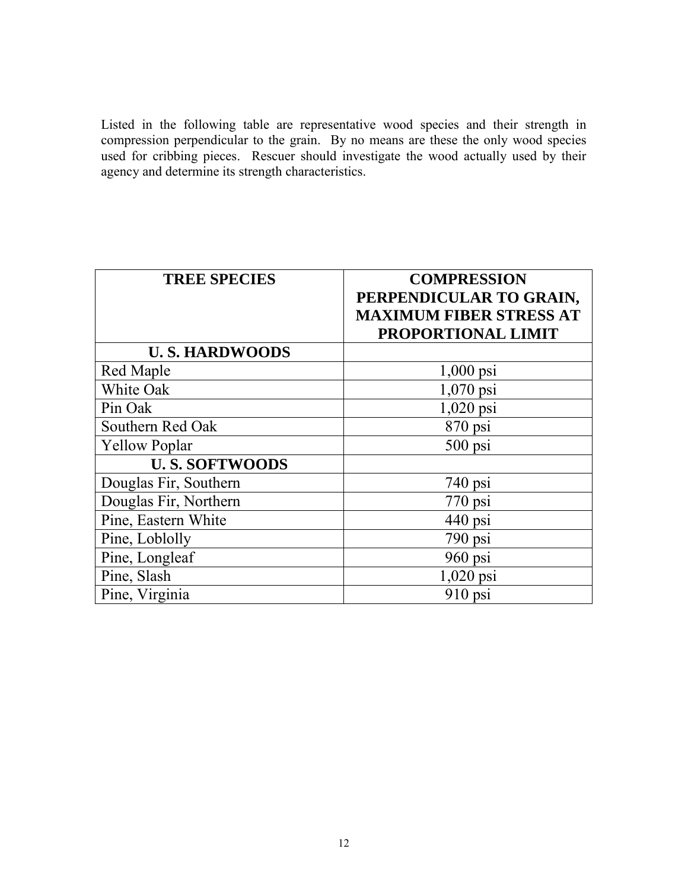Listed in the following table are representative wood species and their strength in compression perpendicular to the grain. By no means are these the only wood species used for cribbing pieces. Rescuer should investigate the wood actually used by their agency and determine its strength characteristics.

| TREE SPECIES | COMPRESSION PERPENDICULAR TO GRAIN, MAXIMUM FIBER STRESS AT PROPORTIONAL LIMIT |
|---|---|
| **U. S. HARDWOODS** | |
| Red Maple | 1,000 psi |
| White Oak | 1,070 psi |
| Pin Oak | 1,020 psi |
| Southern Red Oak | 870 psi |
| Yellow Poplar | 500 psi |
| **U. S. SOFTWOODS** | |
| Douglas Fir, Southern | 740 psi |
| Douglas Fir, Northern | 770 psi |
| Pine, Eastern White | 440 psi |
| Pine, Loblolly | 790 psi |
| Pine, Longleaf | 960 psi |
| Pine, Slash | 1,020 psi |
| Pine, Virginia | 910 psi |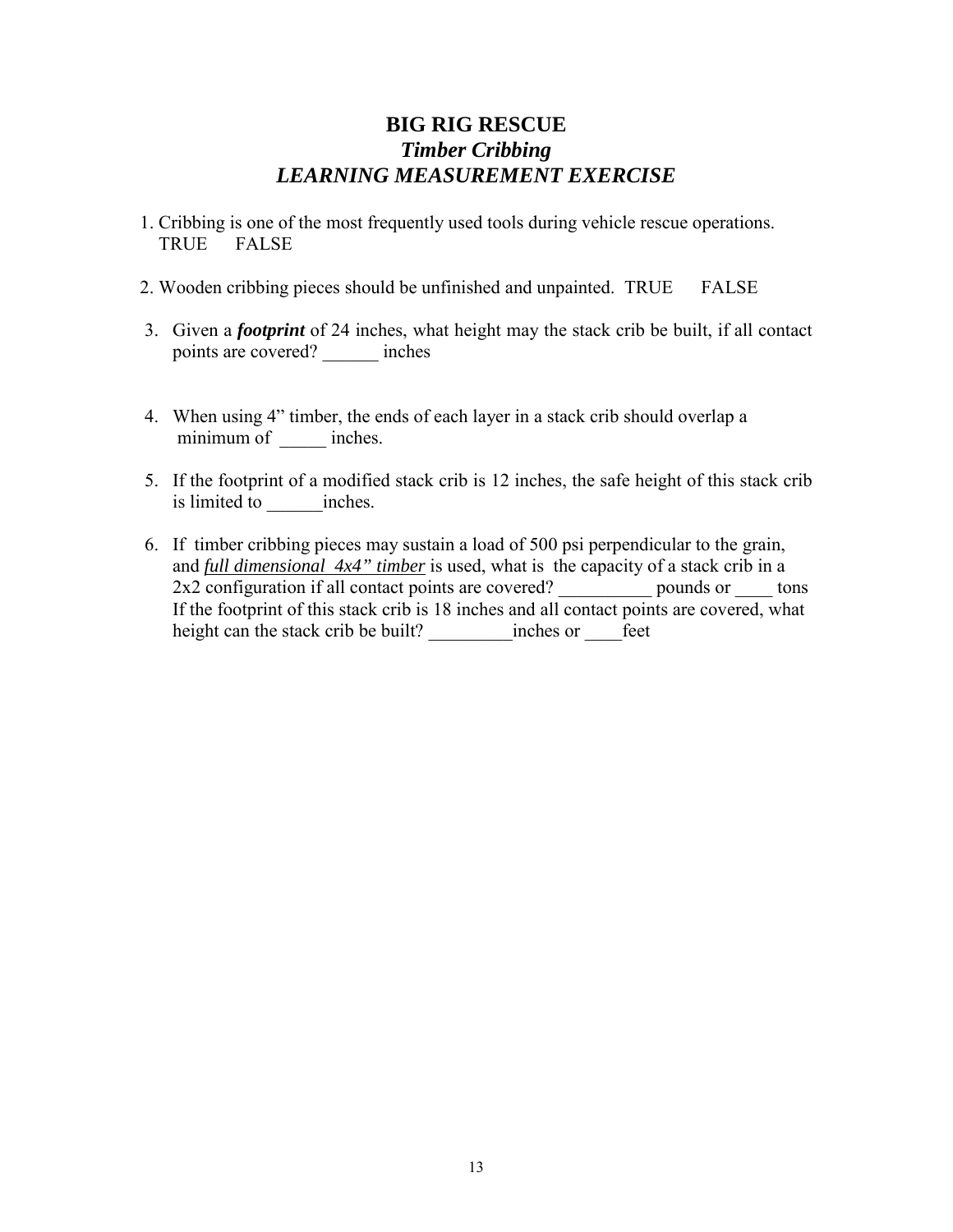# BIG RIG RESCUE

## *Timber Cribbing*

## *LEARNING MEASUREMENT EXERCISE*

1. Cribbing is one of the most frequently used tools during vehicle rescue operations.
   TRUE FALSE

2. Wooden cribbing pieces should be unfinished and unpainted. TRUE FALSE

3. Given a ***footprint*** of 24 inches, what height may the stack crib be built, if all contact points are covered? ______ inches

4. When using 4" timber, the ends of each layer in a stack crib should overlap a minimum of _____ inches.

5. If the footprint of a modified stack crib is 12 inches, the safe height of this stack crib is limited to ______inches.

6. If timber cribbing pieces may sustain a load of 500 psi perpendicular to the grain, and ***full dimensional 4x4" timber*** is used, what is the capacity of a stack crib in a 2x2 configuration if all contact points are covered? __________ pounds or ____ tons
   If the footprint of this stack crib is 18 inches and all contact points are covered, what height can the stack crib be built? _________inches or ____feet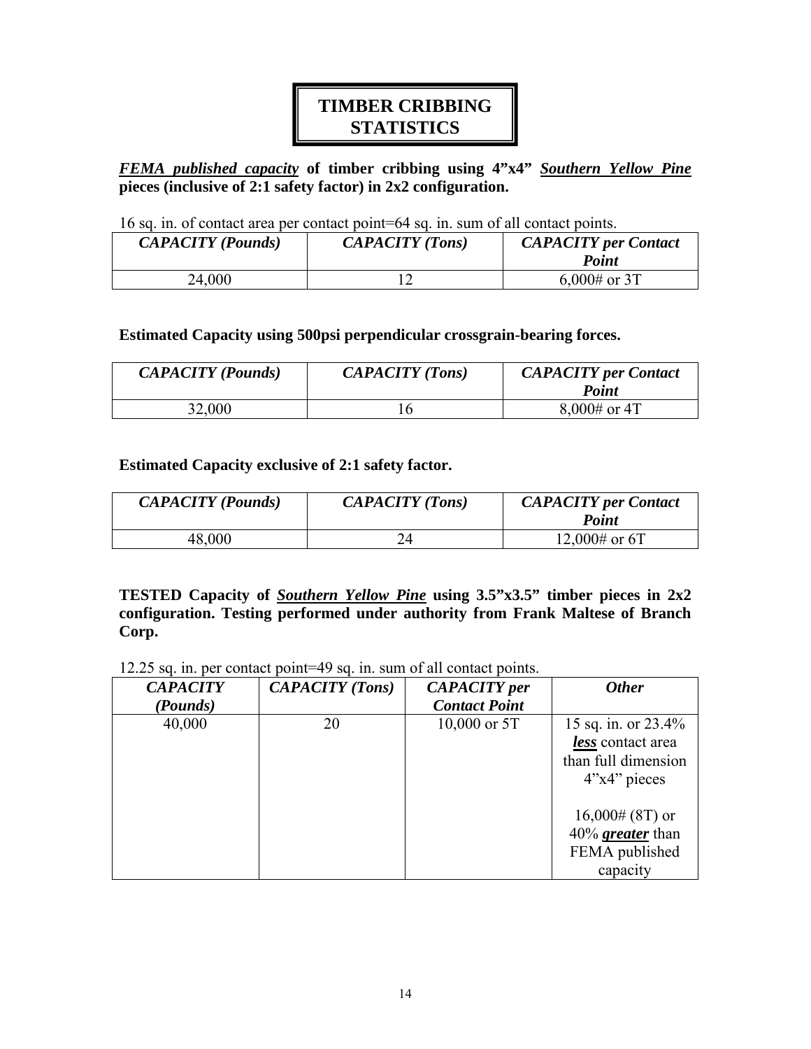# TIMBER CRIBBING STATISTICS

***FEMA published capacity*** **of timber cribbing using 4"x4"** ***Southern Yellow Pine*** **pieces (inclusive of 2:1 safety factor) in 2x2 configuration.**

16 sq. in. of contact area per contact point=64 sq. in. sum of all contact points.

| *CAPACITY (Pounds)* | *CAPACITY (Tons)* | *CAPACITY per Contact Point* |
|---|---|---|
| 24,000 | 12 | 6,000# or 3T |

**Estimated Capacity using 500psi perpendicular crossgrain-bearing forces.**

| *CAPACITY (Pounds)* | *CAPACITY (Tons)* | *CAPACITY per Contact Point* |
|---|---|---|
| 32,000 | 16 | 8,000# or 4T |

**Estimated Capacity exclusive of 2:1 safety factor.**

| *CAPACITY (Pounds)* | *CAPACITY (Tons)* | *CAPACITY per Contact Point* |
|---|---|---|
| 48,000 | 24 | 12,000# or 6T |

**TESTED Capacity of** ***Southern Yellow Pine*** **using 3.5"x3.5" timber pieces in 2x2 configuration. Testing performed under authority from Frank Maltese of Branch Corp.**

12.25 sq. in. per contact point=49 sq. in. sum of all contact points.

| *CAPACITY (Pounds)* | *CAPACITY (Tons)* | *CAPACITY per Contact Point* | *Other* |
|---|---|---|---|
| 40,000 | 20 | 10,000 or 5T | 15 sq. in. or 23.4% ***less*** contact area than full dimension 4"x4" pieces<br><br>16,000# (8T) or 40% ***greater*** than FEMA published capacity |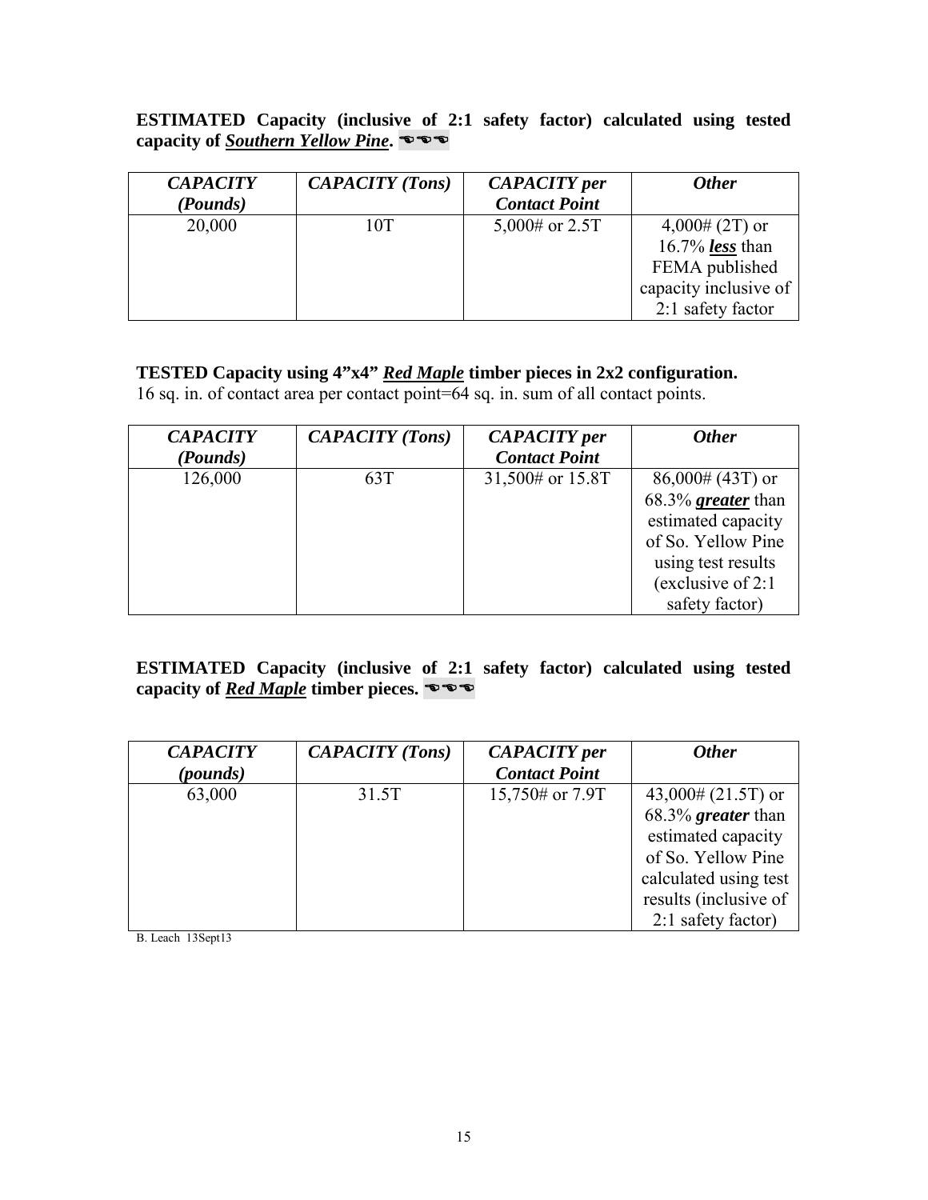**ESTIMATED Capacity (inclusive of 2:1 safety factor) calculated using tested capacity of *Southern Yellow Pine*.** ☜☜☜

| *CAPACITY (Pounds)* | *CAPACITY (Tons)* | *CAPACITY per Contact Point* | *Other* |
|---|---|---|---|
| 20,000 | 10T | 5,000# or 2.5T | 4,000# (2T) or 16.7% ***less*** than FEMA published capacity inclusive of 2:1 safety factor |

**TESTED Capacity using 4"x4" *Red Maple* timber pieces in 2x2 configuration.**
16 sq. in. of contact area per contact point=64 sq. in. sum of all contact points.

| *CAPACITY (Pounds)* | *CAPACITY (Tons)* | *CAPACITY per Contact Point* | *Other* |
|---|---|---|---|
| 126,000 | 63T | 31,500# or 15.8T | 86,000# (43T) or 68.3% ***greater*** than estimated capacity of So. Yellow Pine using test results (exclusive of 2:1 safety factor) |

**ESTIMATED Capacity (inclusive of 2:1 safety factor) calculated using tested capacity of *Red Maple* timber pieces.** ☜☜☜

| *CAPACITY (pounds)* | *CAPACITY (Tons)* | *CAPACITY per Contact Point* | *Other* |
|---|---|---|---|
| 63,000 | 31.5T | 15,750# or 7.9T | 43,000# (21.5T) or 68.3% ***greater*** than estimated capacity of So. Yellow Pine calculated using test results (inclusive of 2:1 safety factor) |

B. Leach 13Sept13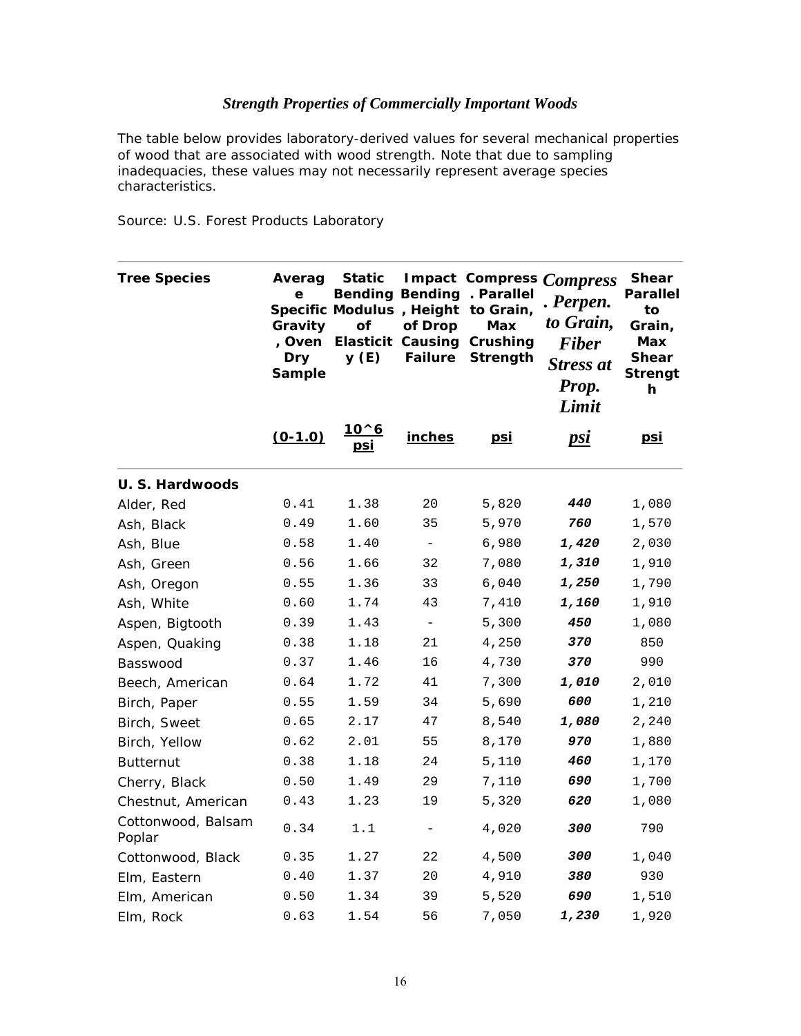*Strength Properties of Commercially Important Woods*

The table below provides laboratory-derived values for several mechanical properties of wood that are associated with wood strength. Note that due to sampling inadequacies, these values may not necessarily represent average species characteristics.

Source: U.S. Forest Products Laboratory

| Tree Species | Average Specific Gravity, Oven Dry Sample | Static Bending Modulus of Elasticity (E) | Impact Bending, Height of Drop Causing Failure | Compress. Parallel to Grain, Max Crushing Strength | *Compress. Perpen. to Grain, Fiber Stress at Prop. Limit* | Shear Parallel to Grain, Max Shear Strength |
|---|---|---|---|---|---|---|
| | (0-1.0) | 10^6 psi | inches | psi | *psi* | psi |
| **U. S. Hardwoods** | | | | | | |
| Alder, Red | 0.41 | 1.38 | 20 | 5,820 | ***440*** | 1,080 |
| Ash, Black | 0.49 | 1.60 | 35 | 5,970 | ***760*** | 1,570 |
| Ash, Blue | 0.58 | 1.40 | - | 6,980 | ***1,420*** | 2,030 |
| Ash, Green | 0.56 | 1.66 | 32 | 7,080 | ***1,310*** | 1,910 |
| Ash, Oregon | 0.55 | 1.36 | 33 | 6,040 | ***1,250*** | 1,790 |
| Ash, White | 0.60 | 1.74 | 43 | 7,410 | ***1,160*** | 1,910 |
| Aspen, Bigtooth | 0.39 | 1.43 | - | 5,300 | ***450*** | 1,080 |
| Aspen, Quaking | 0.38 | 1.18 | 21 | 4,250 | ***370*** | 850 |
| Basswood | 0.37 | 1.46 | 16 | 4,730 | ***370*** | 990 |
| Beech, American | 0.64 | 1.72 | 41 | 7,300 | ***1,010*** | 2,010 |
| Birch, Paper | 0.55 | 1.59 | 34 | 5,690 | ***600*** | 1,210 |
| Birch, Sweet | 0.65 | 2.17 | 47 | 8,540 | ***1,080*** | 2,240 |
| Birch, Yellow | 0.62 | 2.01 | 55 | 8,170 | ***970*** | 1,880 |
| Butternut | 0.38 | 1.18 | 24 | 5,110 | ***460*** | 1,170 |
| Cherry, Black | 0.50 | 1.49 | 29 | 7,110 | ***690*** | 1,700 |
| Chestnut, American | 0.43 | 1.23 | 19 | 5,320 | ***620*** | 1,080 |
| Cottonwood, Balsam Poplar | 0.34 | 1.1 | - | 4,020 | ***300*** | 790 |
| Cottonwood, Black | 0.35 | 1.27 | 22 | 4,500 | ***300*** | 1,040 |
| Elm, Eastern | 0.40 | 1.37 | 20 | 4,910 | ***380*** | 930 |
| Elm, American | 0.50 | 1.34 | 39 | 5,520 | ***690*** | 1,510 |
| Elm, Rock | 0.63 | 1.54 | 56 | 7,050 | ***1,230*** | 1,920 |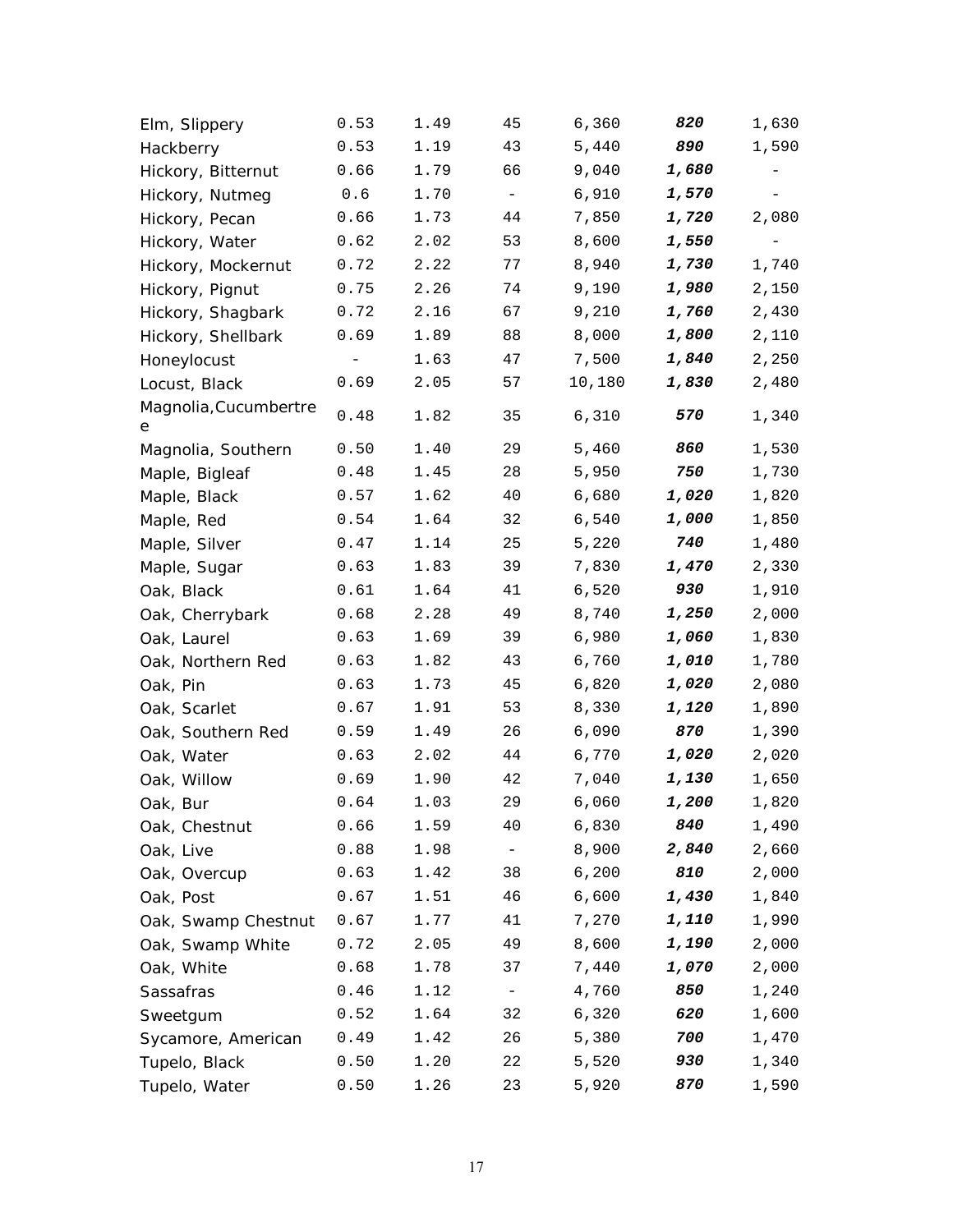| | | | | | | |
|---|---|---|---|---|---|---|
| Elm, Slippery | 0.53 | 1.49 | 45 | 6,360 | ***820*** | 1,630 |
| Hackberry | 0.53 | 1.19 | 43 | 5,440 | ***890*** | 1,590 |
| Hickory, Bitternut | 0.66 | 1.79 | 66 | 9,040 | ***1,680*** | - |
| Hickory, Nutmeg | 0.6 | 1.70 | - | 6,910 | ***1,570*** | - |
| Hickory, Pecan | 0.66 | 1.73 | 44 | 7,850 | ***1,720*** | 2,080 |
| Hickory, Water | 0.62 | 2.02 | 53 | 8,600 | ***1,550*** | - |
| Hickory, Mockernut | 0.72 | 2.22 | 77 | 8,940 | ***1,730*** | 1,740 |
| Hickory, Pignut | 0.75 | 2.26 | 74 | 9,190 | ***1,980*** | 2,150 |
| Hickory, Shagbark | 0.72 | 2.16 | 67 | 9,210 | ***1,760*** | 2,430 |
| Hickory, Shellbark | 0.69 | 1.89 | 88 | 8,000 | ***1,800*** | 2,110 |
| Honeylocust | - | 1.63 | 47 | 7,500 | ***1,840*** | 2,250 |
| Locust, Black | 0.69 | 2.05 | 57 | 10,180 | ***1,830*** | 2,480 |
| Magnolia,Cucumbertree | 0.48 | 1.82 | 35 | 6,310 | ***570*** | 1,340 |
| Magnolia, Southern | 0.50 | 1.40 | 29 | 5,460 | ***860*** | 1,530 |
| Maple, Bigleaf | 0.48 | 1.45 | 28 | 5,950 | ***750*** | 1,730 |
| Maple, Black | 0.57 | 1.62 | 40 | 6,680 | ***1,020*** | 1,820 |
| Maple, Red | 0.54 | 1.64 | 32 | 6,540 | ***1,000*** | 1,850 |
| Maple, Silver | 0.47 | 1.14 | 25 | 5,220 | ***740*** | 1,480 |
| Maple, Sugar | 0.63 | 1.83 | 39 | 7,830 | ***1,470*** | 2,330 |
| Oak, Black | 0.61 | 1.64 | 41 | 6,520 | ***930*** | 1,910 |
| Oak, Cherrybark | 0.68 | 2.28 | 49 | 8,740 | ***1,250*** | 2,000 |
| Oak, Laurel | 0.63 | 1.69 | 39 | 6,980 | ***1,060*** | 1,830 |
| Oak, Northern Red | 0.63 | 1.82 | 43 | 6,760 | ***1,010*** | 1,780 |
| Oak, Pin | 0.63 | 1.73 | 45 | 6,820 | ***1,020*** | 2,080 |
| Oak, Scarlet | 0.67 | 1.91 | 53 | 8,330 | ***1,120*** | 1,890 |
| Oak, Southern Red | 0.59 | 1.49 | 26 | 6,090 | ***870*** | 1,390 |
| Oak, Water | 0.63 | 2.02 | 44 | 6,770 | ***1,020*** | 2,020 |
| Oak, Willow | 0.69 | 1.90 | 42 | 7,040 | ***1,130*** | 1,650 |
| Oak, Bur | 0.64 | 1.03 | 29 | 6,060 | ***1,200*** | 1,820 |
| Oak, Chestnut | 0.66 | 1.59 | 40 | 6,830 | ***840*** | 1,490 |
| Oak, Live | 0.88 | 1.98 | - | 8,900 | ***2,840*** | 2,660 |
| Oak, Overcup | 0.63 | 1.42 | 38 | 6,200 | ***810*** | 2,000 |
| Oak, Post | 0.67 | 1.51 | 46 | 6,600 | ***1,430*** | 1,840 |
| Oak, Swamp Chestnut | 0.67 | 1.77 | 41 | 7,270 | ***1,110*** | 1,990 |
| Oak, Swamp White | 0.72 | 2.05 | 49 | 8,600 | ***1,190*** | 2,000 |
| Oak, White | 0.68 | 1.78 | 37 | 7,440 | ***1,070*** | 2,000 |
| Sassafras | 0.46 | 1.12 | - | 4,760 | ***850*** | 1,240 |
| Sweetgum | 0.52 | 1.64 | 32 | 6,320 | ***620*** | 1,600 |
| Sycamore, American | 0.49 | 1.42 | 26 | 5,380 | ***700*** | 1,470 |
| Tupelo, Black | 0.50 | 1.20 | 22 | 5,520 | ***930*** | 1,340 |
| Tupelo, Water | 0.50 | 1.26 | 23 | 5,920 | ***870*** | 1,590 |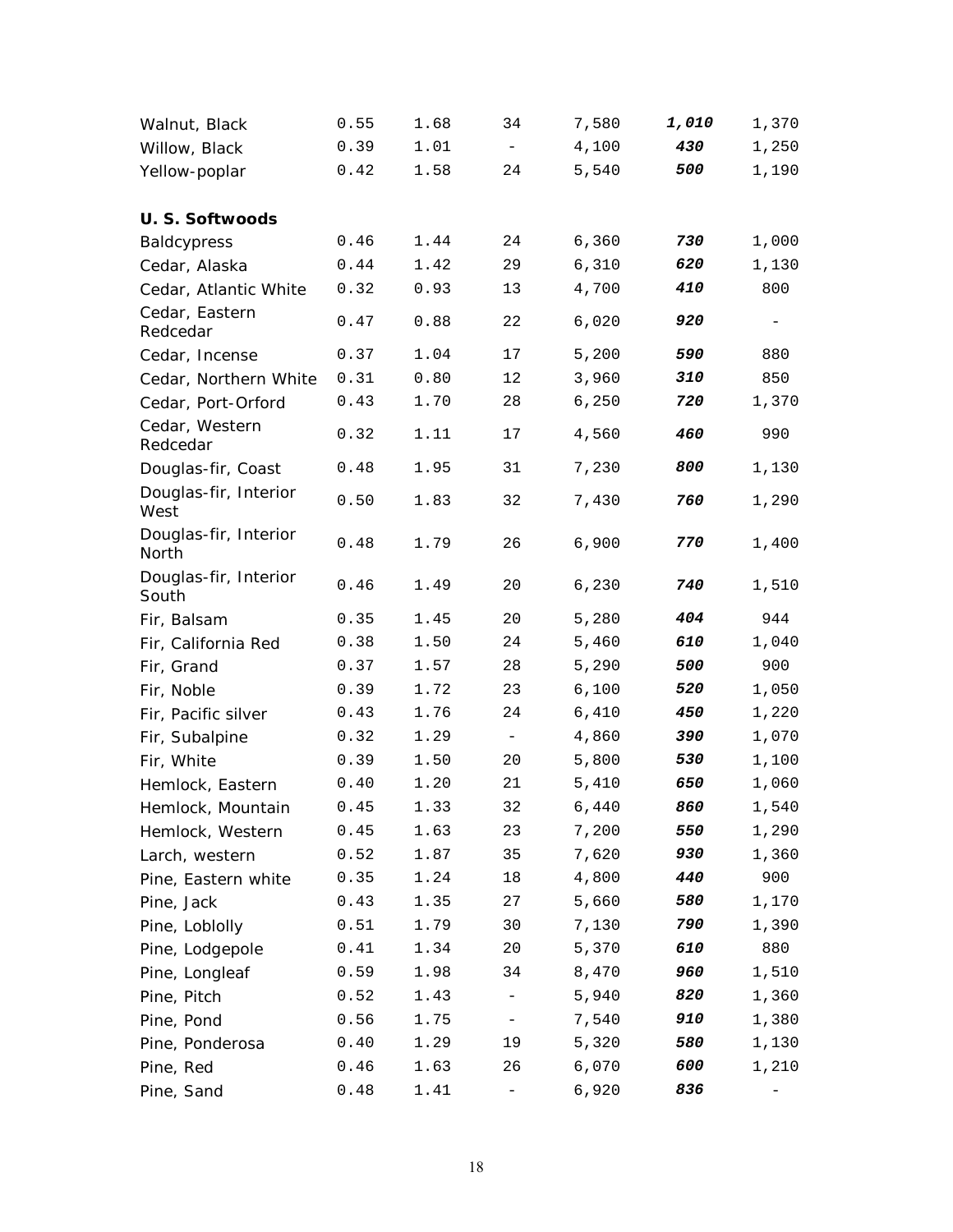| | | | | | | |
|---|---|---|---|---|---|---|
| Walnut, Black | 0.55 | 1.68 | 34 | 7,580 | ***1,010*** | 1,370 |
| Willow, Black | 0.39 | 1.01 | - | 4,100 | ***430*** | 1,250 |
| Yellow-poplar | 0.42 | 1.58 | 24 | 5,540 | ***500*** | 1,190 |
| | | | | | | |
| **U. S. Softwoods** | | | | | | |
| Baldcypress | 0.46 | 1.44 | 24 | 6,360 | ***730*** | 1,000 |
| Cedar, Alaska | 0.44 | 1.42 | 29 | 6,310 | ***620*** | 1,130 |
| Cedar, Atlantic White | 0.32 | 0.93 | 13 | 4,700 | ***410*** | 800 |
| Cedar, Eastern Redcedar | 0.47 | 0.88 | 22 | 6,020 | ***920*** | - |
| Cedar, Incense | 0.37 | 1.04 | 17 | 5,200 | ***590*** | 880 |
| Cedar, Northern White | 0.31 | 0.80 | 12 | 3,960 | ***310*** | 850 |
| Cedar, Port-Orford | 0.43 | 1.70 | 28 | 6,250 | ***720*** | 1,370 |
| Cedar, Western Redcedar | 0.32 | 1.11 | 17 | 4,560 | ***460*** | 990 |
| Douglas-fir, Coast | 0.48 | 1.95 | 31 | 7,230 | ***800*** | 1,130 |
| Douglas-fir, Interior West | 0.50 | 1.83 | 32 | 7,430 | ***760*** | 1,290 |
| Douglas-fir, Interior North | 0.48 | 1.79 | 26 | 6,900 | ***770*** | 1,400 |
| Douglas-fir, Interior South | 0.46 | 1.49 | 20 | 6,230 | ***740*** | 1,510 |
| Fir, Balsam | 0.35 | 1.45 | 20 | 5,280 | ***404*** | 944 |
| Fir, California Red | 0.38 | 1.50 | 24 | 5,460 | ***610*** | 1,040 |
| Fir, Grand | 0.37 | 1.57 | 28 | 5,290 | ***500*** | 900 |
| Fir, Noble | 0.39 | 1.72 | 23 | 6,100 | ***520*** | 1,050 |
| Fir, Pacific silver | 0.43 | 1.76 | 24 | 6,410 | ***450*** | 1,220 |
| Fir, Subalpine | 0.32 | 1.29 | - | 4,860 | ***390*** | 1,070 |
| Fir, White | 0.39 | 1.50 | 20 | 5,800 | ***530*** | 1,100 |
| Hemlock, Eastern | 0.40 | 1.20 | 21 | 5,410 | ***650*** | 1,060 |
| Hemlock, Mountain | 0.45 | 1.33 | 32 | 6,440 | ***860*** | 1,540 |
| Hemlock, Western | 0.45 | 1.63 | 23 | 7,200 | ***550*** | 1,290 |
| Larch, western | 0.52 | 1.87 | 35 | 7,620 | ***930*** | 1,360 |
| Pine, Eastern white | 0.35 | 1.24 | 18 | 4,800 | ***440*** | 900 |
| Pine, Jack | 0.43 | 1.35 | 27 | 5,660 | ***580*** | 1,170 |
| Pine, Loblolly | 0.51 | 1.79 | 30 | 7,130 | ***790*** | 1,390 |
| Pine, Lodgepole | 0.41 | 1.34 | 20 | 5,370 | ***610*** | 880 |
| Pine, Longleaf | 0.59 | 1.98 | 34 | 8,470 | ***960*** | 1,510 |
| Pine, Pitch | 0.52 | 1.43 | - | 5,940 | ***820*** | 1,360 |
| Pine, Pond | 0.56 | 1.75 | - | 7,540 | ***910*** | 1,380 |
| Pine, Ponderosa | 0.40 | 1.29 | 19 | 5,320 | ***580*** | 1,130 |
| Pine, Red | 0.46 | 1.63 | 26 | 6,070 | ***600*** | 1,210 |
| Pine, Sand | 0.48 | 1.41 | - | 6,920 | ***836*** | - |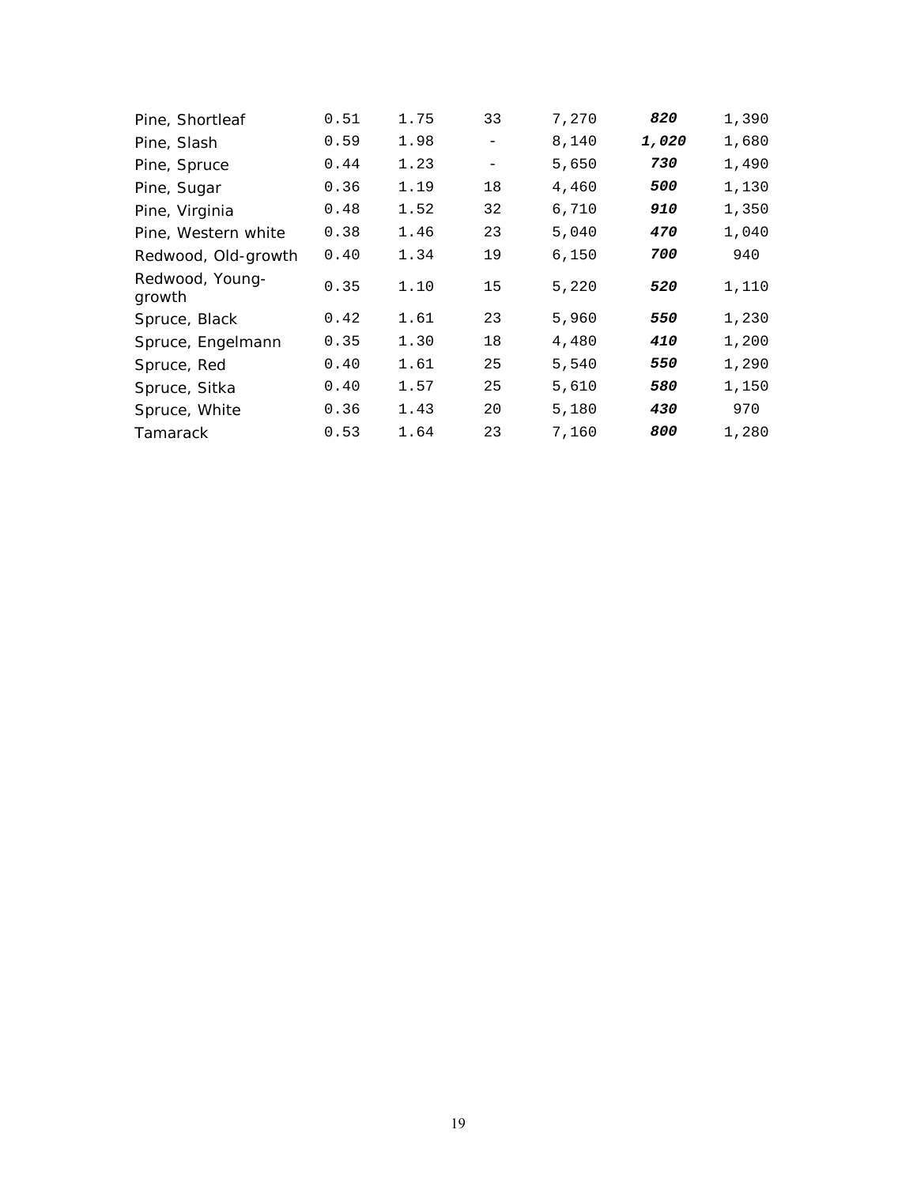| | | | | | | |
|---|---|---|---|---|---|---|
| Pine, Shortleaf | 0.51 | 1.75 | 33 | 7,270 | ***820*** | 1,390 |
| Pine, Slash | 0.59 | 1.98 | - | 8,140 | ***1,020*** | 1,680 |
| Pine, Spruce | 0.44 | 1.23 | - | 5,650 | ***730*** | 1,490 |
| Pine, Sugar | 0.36 | 1.19 | 18 | 4,460 | ***500*** | 1,130 |
| Pine, Virginia | 0.48 | 1.52 | 32 | 6,710 | ***910*** | 1,350 |
| Pine, Western white | 0.38 | 1.46 | 23 | 5,040 | ***470*** | 1,040 |
| Redwood, Old-growth | 0.40 | 1.34 | 19 | 6,150 | ***700*** | 940 |
| Redwood, Young-growth | 0.35 | 1.10 | 15 | 5,220 | ***520*** | 1,110 |
| Spruce, Black | 0.42 | 1.61 | 23 | 5,960 | ***550*** | 1,230 |
| Spruce, Engelmann | 0.35 | 1.30 | 18 | 4,480 | ***410*** | 1,200 |
| Spruce, Red | 0.40 | 1.61 | 25 | 5,540 | ***550*** | 1,290 |
| Spruce, Sitka | 0.40 | 1.57 | 25 | 5,610 | ***580*** | 1,150 |
| Spruce, White | 0.36 | 1.43 | 20 | 5,180 | ***430*** | 970 |
| Tamarack | 0.53 | 1.64 | 23 | 7,160 | ***800*** | 1,280 |